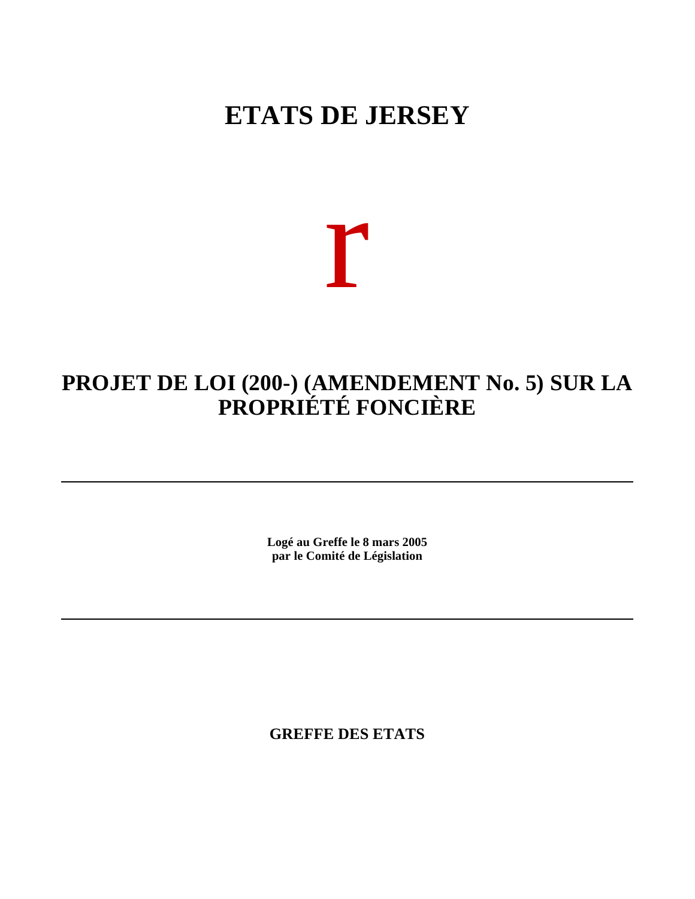# ETATS DE JERSEY

r

## PROJET DE LOI (200-) (AMENDEMENT No. 5) SUR LA PROPRIÉTÉ FONCIÈRE

---

**Logé au Greffe le 8 mars 2005**
**par le Comité de Législation**

---

**GREFFE DES ETATS**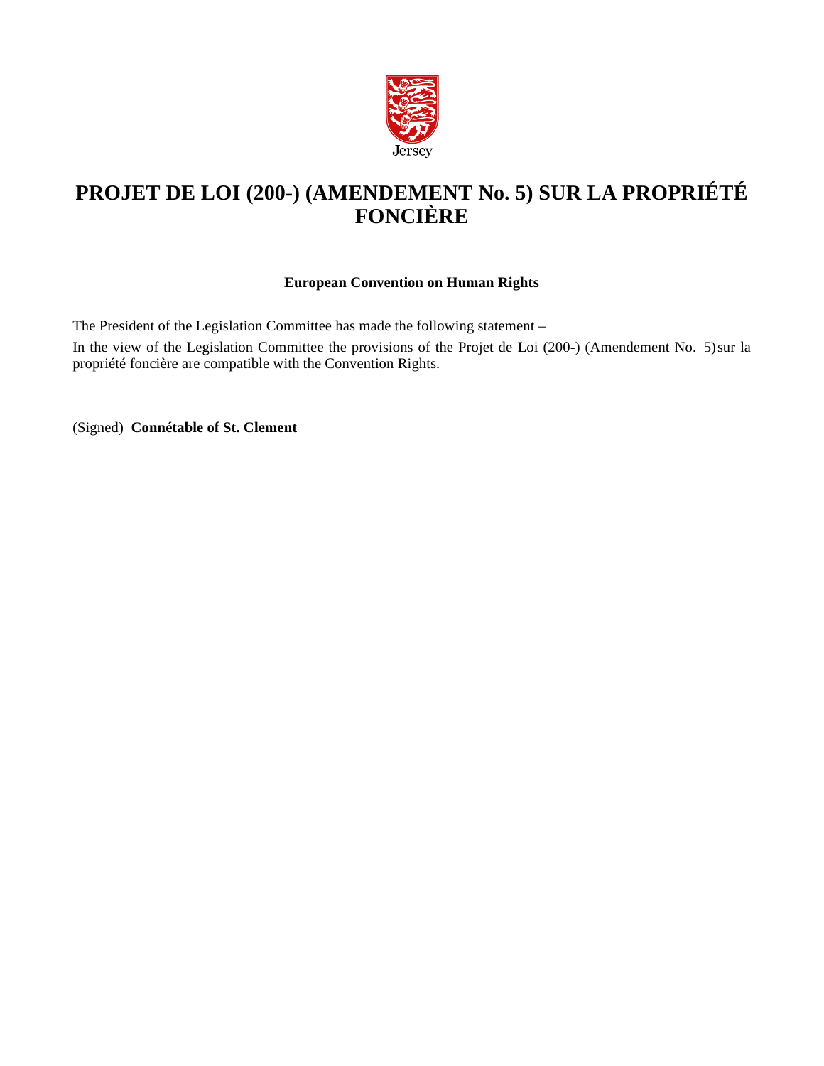Jersey

# PROJET DE LOI (200-) (AMENDEMENT No. 5) SUR LA PROPRIÉTÉ FONCIÈRE

**European Convention on Human Rights**

The President of the Legislation Committee has made the following statement –

In the view of the Legislation Committee the provisions of the Projet de Loi (200-) (Amendement No. 5) sur la propriété foncière are compatible with the Convention Rights.

(Signed) **Connétable of St. Clement**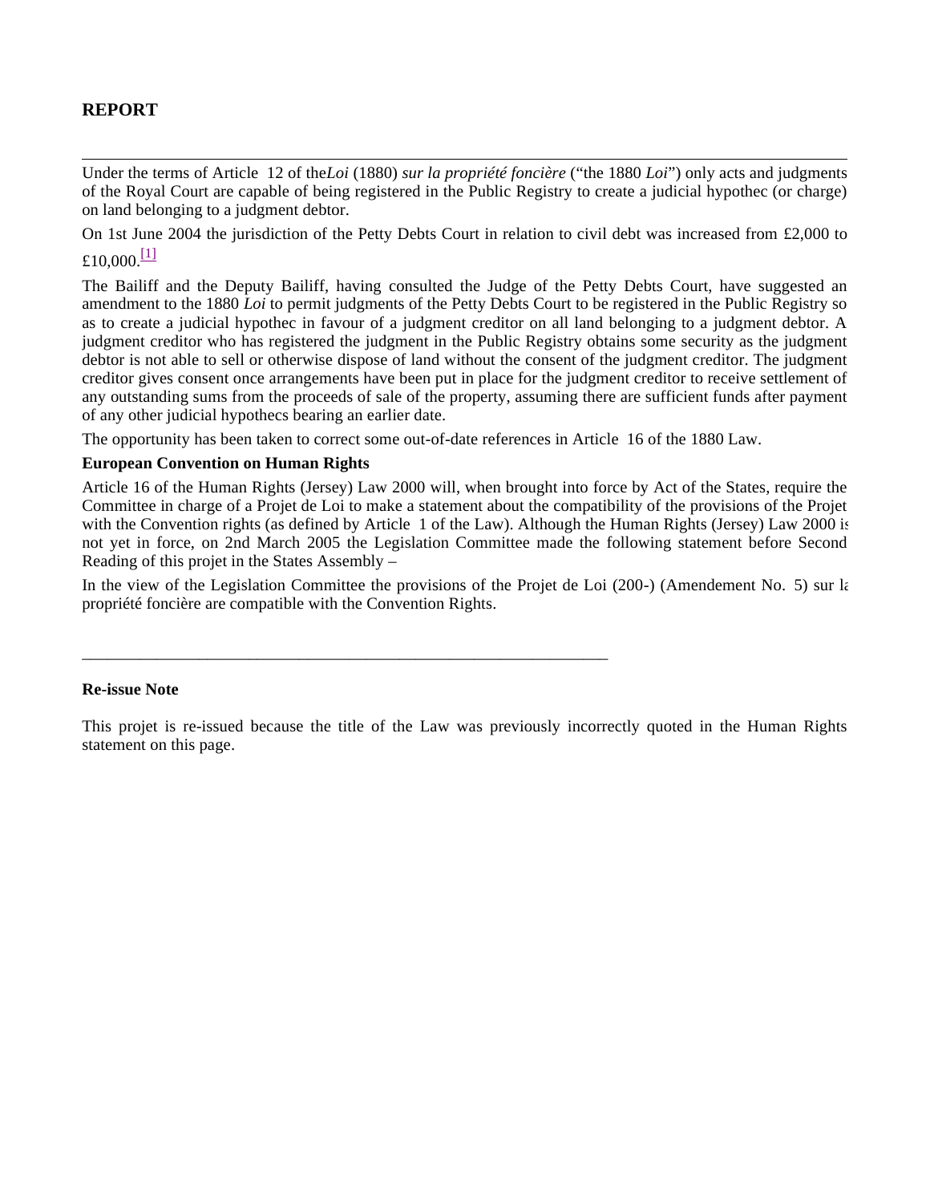## REPORT

---

Under the terms of Article 12 of the *Loi* (1880) *sur la propriété foncière* ("the 1880 *Loi*") only acts and judgments of the Royal Court are capable of being registered in the Public Registry to create a judicial hypothec (or charge) on land belonging to a judgment debtor.

On 1st June 2004 the jurisdiction of the Petty Debts Court in relation to civil debt was increased from £2,000 to £10,000.[1]

The Bailiff and the Deputy Bailiff, having consulted the Judge of the Petty Debts Court, have suggested an amendment to the 1880 *Loi* to permit judgments of the Petty Debts Court to be registered in the Public Registry so as to create a judicial hypothec in favour of a judgment creditor on all land belonging to a judgment debtor. A judgment creditor who has registered the judgment in the Public Registry obtains some security as the judgment debtor is not able to sell or otherwise dispose of land without the consent of the judgment creditor. The judgment creditor gives consent once arrangements have been put in place for the judgment creditor to receive settlement of any outstanding sums from the proceeds of sale of the property, assuming there are sufficient funds after payment of any other judicial hypothecs bearing an earlier date.

The opportunity has been taken to correct some out-of-date references in Article 16 of the 1880 Law.

**European Convention on Human Rights**

Article 16 of the Human Rights (Jersey) Law 2000 will, when brought into force by Act of the States, require the Committee in charge of a Projet de Loi to make a statement about the compatibility of the provisions of the Projet with the Convention rights (as defined by Article 1 of the Law). Although the Human Rights (Jersey) Law 2000 is not yet in force, on 2nd March 2005 the Legislation Committee made the following statement before Second Reading of this projet in the States Assembly –

In the view of the Legislation Committee the provisions of the Projet de Loi (200-) (Amendement No. 5) sur la propriété foncière are compatible with the Convention Rights.

---

**Re-issue Note**

This projet is re-issued because the title of the Law was previously incorrectly quoted in the Human Rights statement on this page.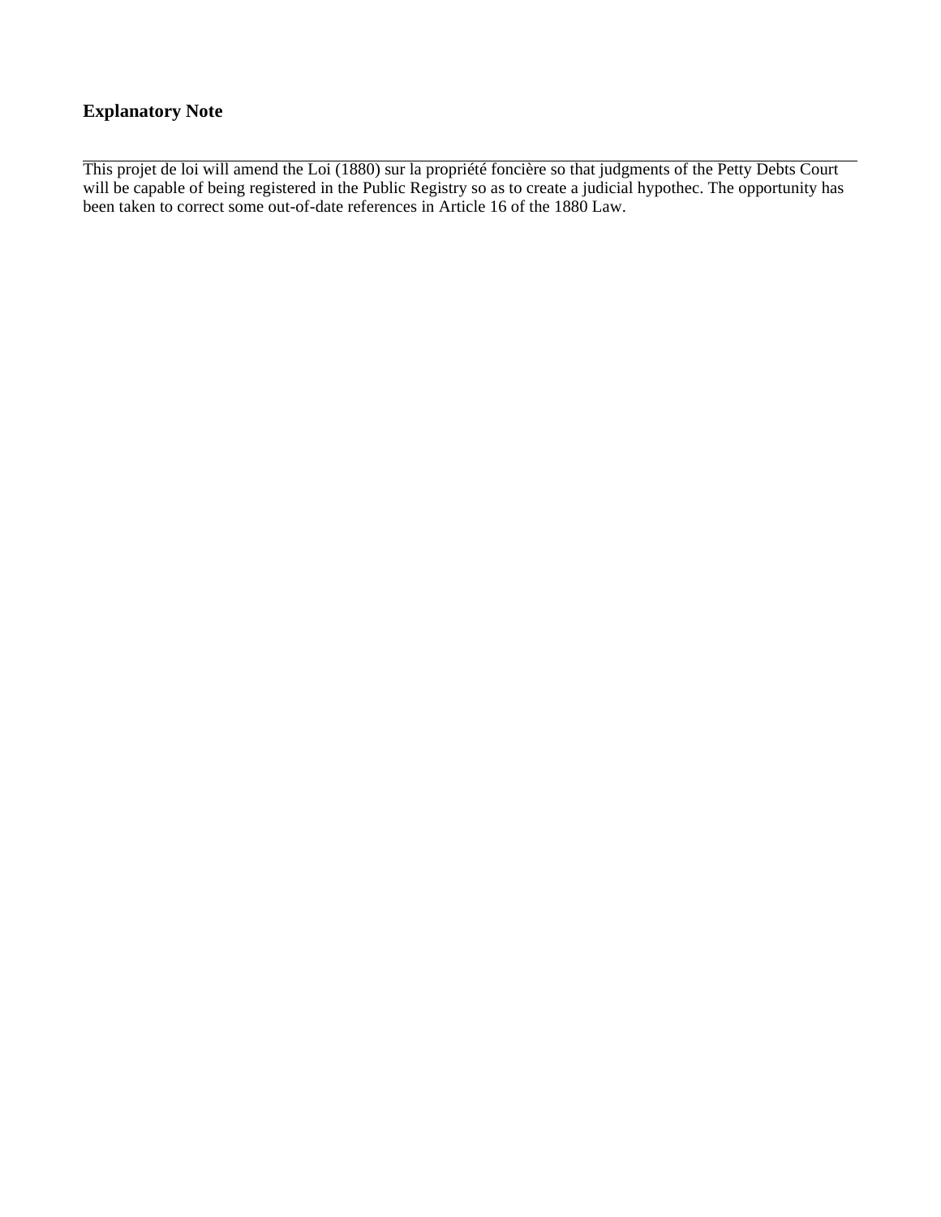## Explanatory Note

---

This projet de loi will amend the Loi (1880) sur la propriété foncière so that judgments of the Petty Debts Court will be capable of being registered in the Public Registry so as to create a judicial hypothec. The opportunity has been taken to correct some out-of-date references in Article 16 of the 1880 Law.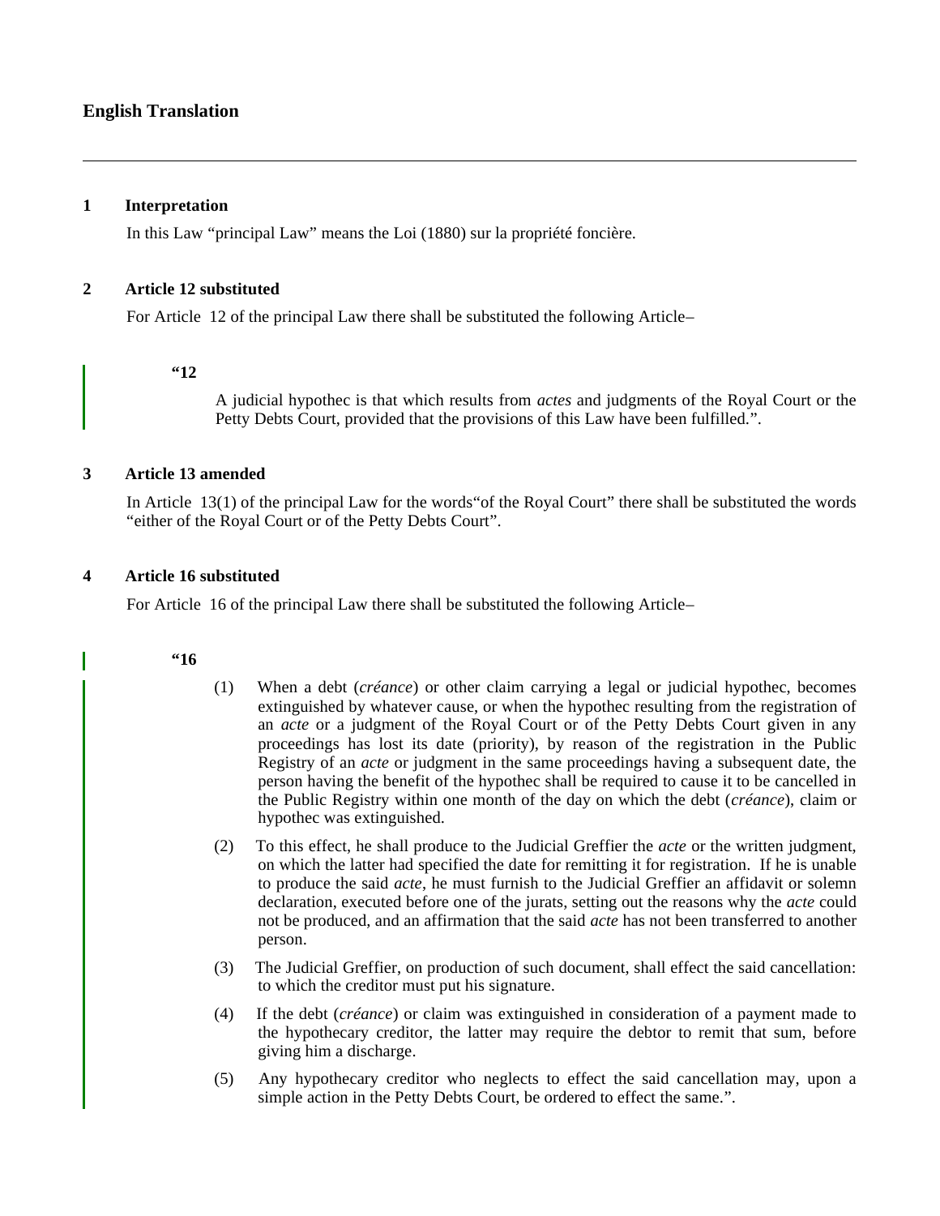## English Translation

---

### 1 Interpretation

In this Law "principal Law" means the Loi (1880) sur la propriété foncière.

### 2 Article 12 substituted

For Article 12 of the principal Law there shall be substituted the following Article–

> **"12**
>
> A judicial hypothec is that which results from *actes* and judgments of the Royal Court or the Petty Debts Court, provided that the provisions of this Law have been fulfilled.".

### 3 Article 13 amended

In Article 13(1) of the principal Law for the words"of the Royal Court" there shall be substituted the words "either of the Royal Court or of the Petty Debts Court".

### 4 Article 16 substituted

For Article 16 of the principal Law there shall be substituted the following Article–

> **"16**
>
> (1) When a debt (*créance*) or other claim carrying a legal or judicial hypothec, becomes extinguished by whatever cause, or when the hypothec resulting from the registration of an *acte* or a judgment of the Royal Court or of the Petty Debts Court given in any proceedings has lost its date (priority), by reason of the registration in the Public Registry of an *acte* or judgment in the same proceedings having a subsequent date, the person having the benefit of the hypothec shall be required to cause it to be cancelled in the Public Registry within one month of the day on which the debt (*créance*), claim or hypothec was extinguished.
>
> (2) To this effect, he shall produce to the Judicial Greffier the *acte* or the written judgment, on which the latter had specified the date for remitting it for registration. If he is unable to produce the said *acte*, he must furnish to the Judicial Greffier an affidavit or solemn declaration, executed before one of the jurats, setting out the reasons why the *acte* could not be produced, and an affirmation that the said *acte* has not been transferred to another person.
>
> (3) The Judicial Greffier, on production of such document, shall effect the said cancellation: to which the creditor must put his signature.
>
> (4) If the debt (*créance*) or claim was extinguished in consideration of a payment made to the hypothecary creditor, the latter may require the debtor to remit that sum, before giving him a discharge.
>
> (5) Any hypothecary creditor who neglects to effect the said cancellation may, upon a simple action in the Petty Debts Court, be ordered to effect the same.".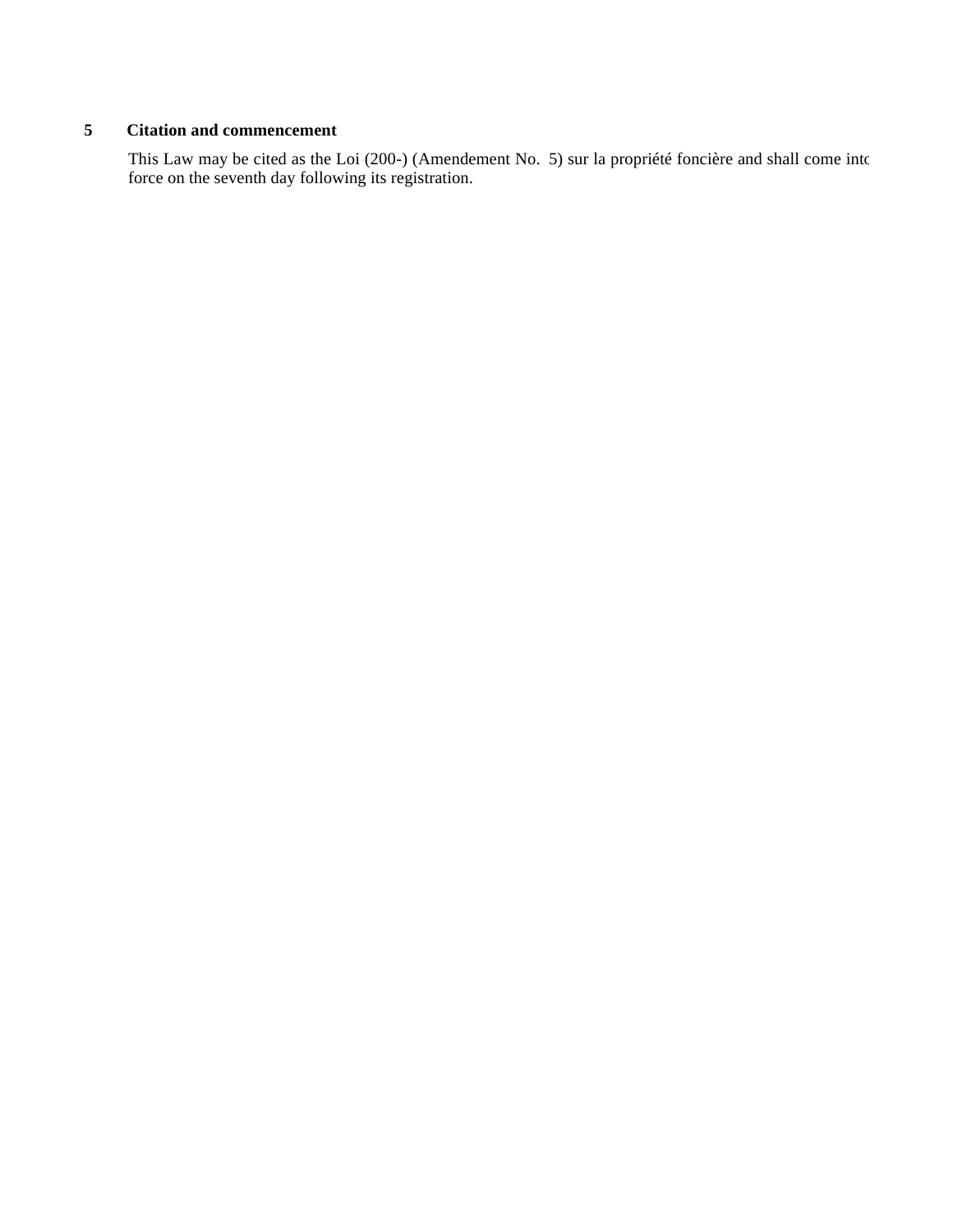**5 Citation and commencement**

This Law may be cited as the Loi (200-) (Amendement No. 5) sur la propriété foncière and shall come into force on the seventh day following its registration.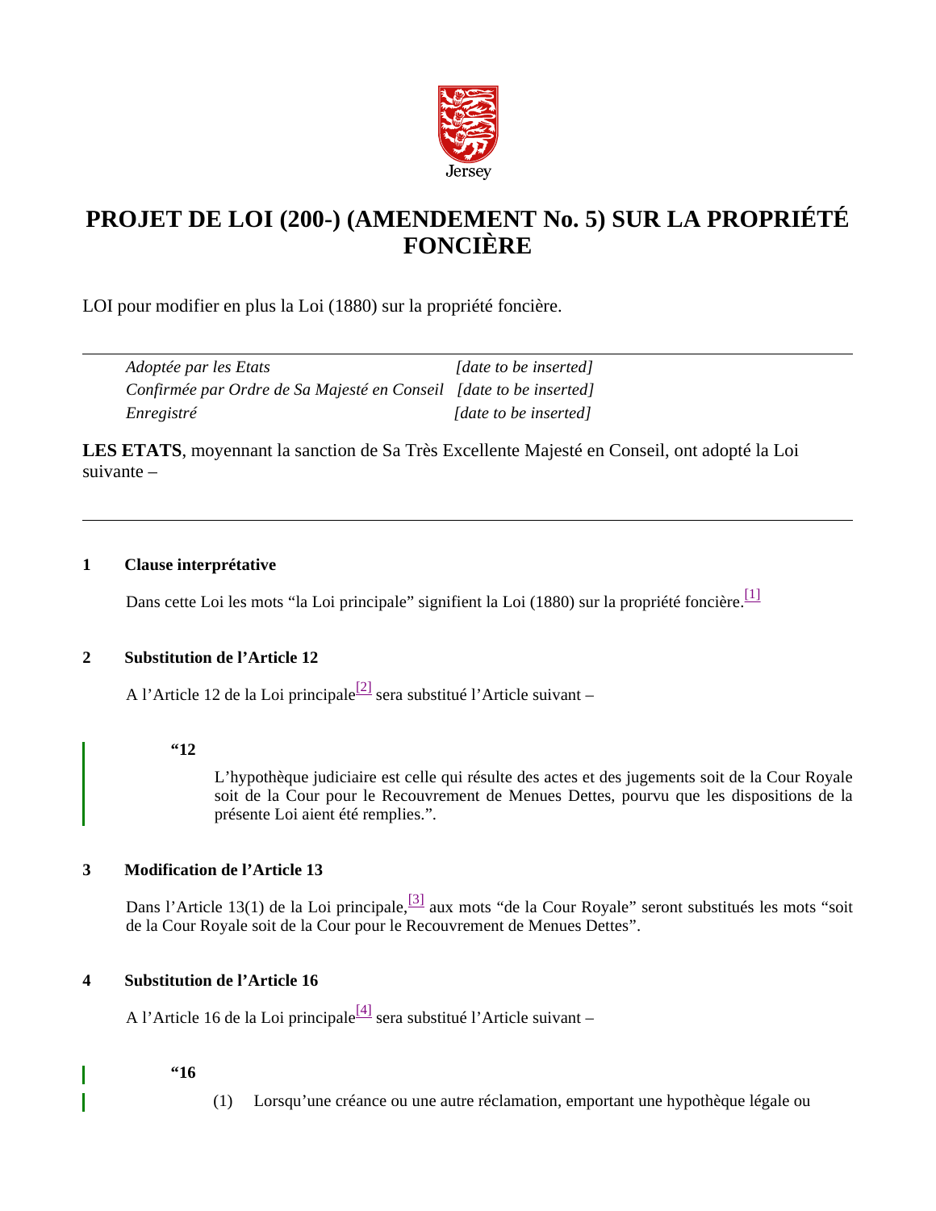Jersey

# PROJET DE LOI (200-) (AMENDEMENT No. 5) SUR LA PROPRIÉTÉ FONCIÈRE

LOI pour modifier en plus la Loi (1880) sur la propriété foncière.

---

*Adoptée par les Etats* *[date to be inserted]*
*Confirmée par Ordre de Sa Majesté en Conseil* *[date to be inserted]*
*Enregistré* *[date to be inserted]*

**LES ETATS**, moyennant la sanction de Sa Très Excellente Majesté en Conseil, ont adopté la Loi suivante –

---

### 1 Clause interprétative

Dans cette Loi les mots “la Loi principale” signifient la Loi (1880) sur la propriété foncière.[1]

### 2 Substitution de l’Article 12

A l’Article 12 de la Loi principale[2] sera substitué l’Article suivant –

**“12**

L’hypothèque judiciaire est celle qui résulte des actes et des jugements soit de la Cour Royale soit de la Cour pour le Recouvrement de Menues Dettes, pourvu que les dispositions de la présente Loi aient été remplies.”.

### 3 Modification de l’Article 13

Dans l’Article 13(1) de la Loi principale,[3] aux mots “de la Cour Royale” seront substitués les mots “soit de la Cour Royale soit de la Cour pour le Recouvrement de Menues Dettes”.

### 4 Substitution de l’Article 16

A l’Article 16 de la Loi principale[4] sera substitué l’Article suivant –

**“16**

(1) Lorsqu’une créance ou une autre réclamation, emportant une hypothèque légale ou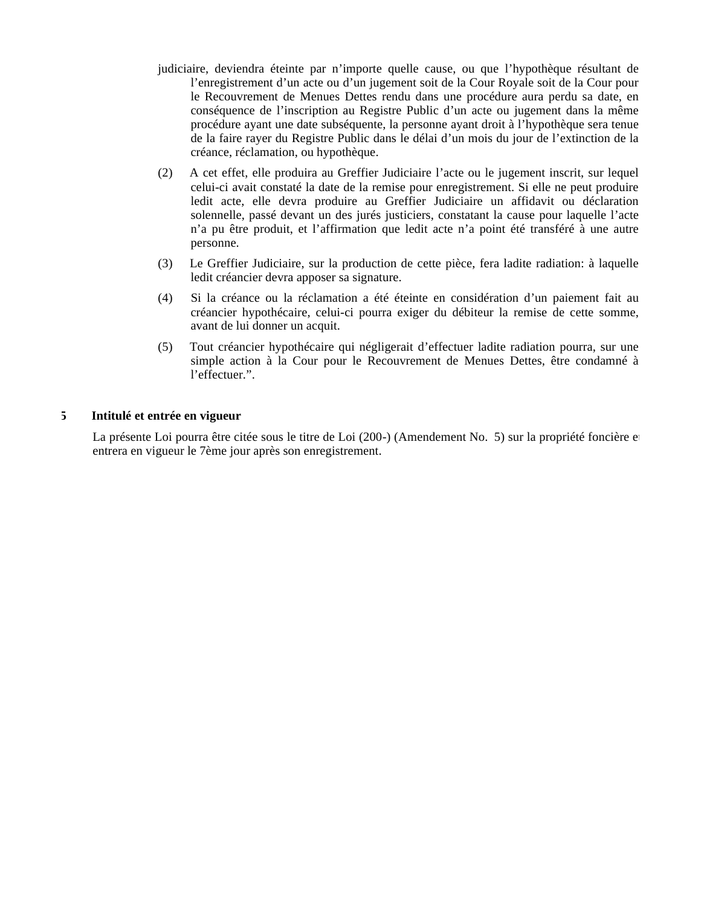judiciaire, deviendra éteinte par n'importe quelle cause, ou que l'hypothèque résultant de l'enregistrement d'un acte ou d'un jugement soit de la Cour Royale soit de la Cour pour le Recouvrement de Menues Dettes rendu dans une procédure aura perdu sa date, en conséquence de l'inscription au Registre Public d'un acte ou jugement dans la même procédure ayant une date subséquente, la personne ayant droit à l'hypothèque sera tenue de la faire rayer du Registre Public dans le délai d'un mois du jour de l'extinction de la créance, réclamation, ou hypothèque.

(2) A cet effet, elle produira au Greffier Judiciaire l'acte ou le jugement inscrit, sur lequel celui-ci avait constaté la date de la remise pour enregistrement. Si elle ne peut produire ledit acte, elle devra produire au Greffier Judiciaire un affidavit ou déclaration solennelle, passé devant un des jurés justiciers, constatant la cause pour laquelle l'acte n'a pu être produit, et l'affirmation que ledit acte n'a point été transféré à une autre personne.

(3) Le Greffier Judiciaire, sur la production de cette pièce, fera ladite radiation: à laquelle ledit créancier devra apposer sa signature.

(4) Si la créance ou la réclamation a été éteinte en considération d'un paiement fait au créancier hypothécaire, celui-ci pourra exiger du débiteur la remise de cette somme, avant de lui donner un acquit.

(5) Tout créancier hypothécaire qui négligerait d'effectuer ladite radiation pourra, sur une simple action à la Cour pour le Recouvrement de Menues Dettes, être condamné à l'effectuer.".

**5 Intitulé et entrée en vigueur**

La présente Loi pourra être citée sous le titre de Loi (200-) (Amendement No. 5) sur la propriété foncière et entrera en vigueur le 7ème jour après son enregistrement.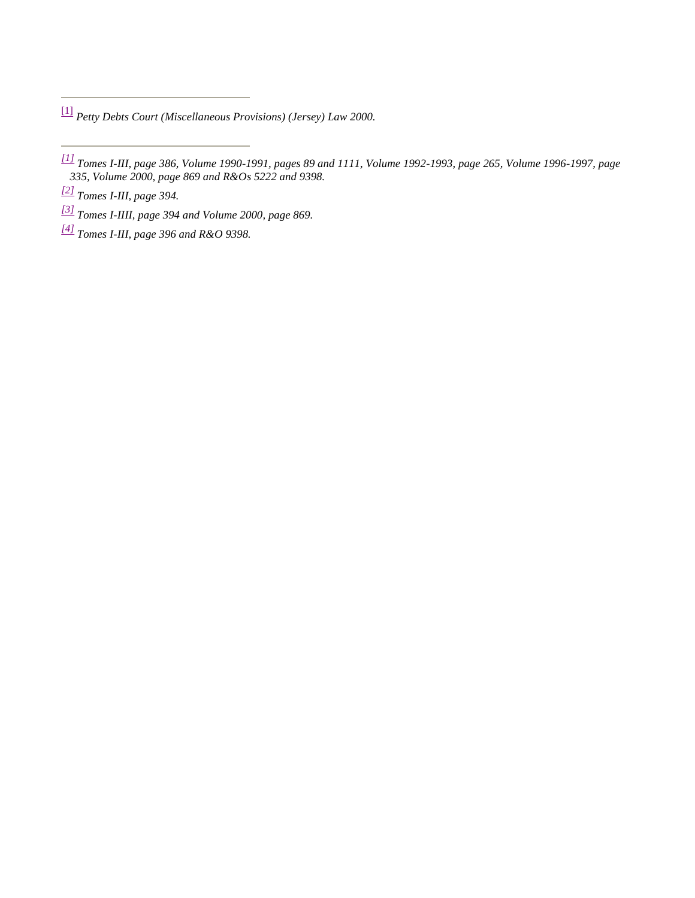---

[1] *Petty Debts Court (Miscellaneous Provisions) (Jersey) Law 2000.*

---

[1] *Tomes I-III, page 386, Volume 1990-1991, pages 89 and 1111, Volume 1992-1993, page 265, Volume 1996-1997, page 335, Volume 2000, page 869 and R&Os 5222 and 9398.*

[2] *Tomes I-III, page 394.*

[3] *Tomes I-IIII, page 394 and Volume 2000, page 869.*

[4] *Tomes I-III, page 396 and R&O 9398.*